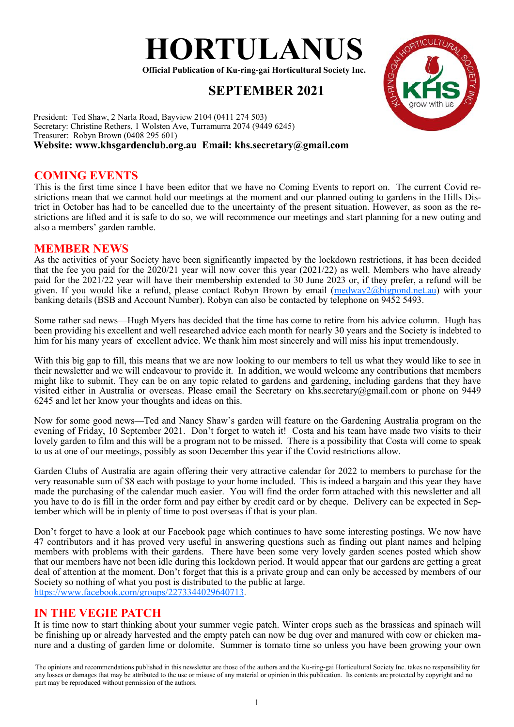# HORTULANUS

**Official Publication of Ku-ring-gai Horticultural Society Inc.**

## SEPTEMBER 2021

President: Ted Shaw, 2 Narla Road, Bayview 2104 (0411 274 503)
Secretary: Christine Rethers, 1 Wolsten Ave, Turramurra 2074 (9449 6245)
Treasurer: Robyn Brown (0408 295 601)
**Website: www.khsgardenclub.org.au Email: khs.secretary@gmail.com**

## COMING EVENTS

This is the first time since I have been editor that we have no Coming Events to report on. The current Covid restrictions mean that we cannot hold our meetings at the moment and our planned outing to gardens in the Hills District in October has had to be cancelled due to the uncertainty of the present situation. However, as soon as the restrictions are lifted and it is safe to do so, we will recommence our meetings and start planning for a new outing and also a members' garden ramble.

## MEMBER NEWS

As the activities of your Society have been significantly impacted by the lockdown restrictions, it has been decided that the fee you paid for the 2020/21 year will now cover this year (2021/22) as well. Members who have already paid for the 2021/22 year will have their membership extended to 30 June 2023 or, if they prefer, a refund will be given. If you would like a refund, please contact Robyn Brown by email (medway2@bigpond.net.au) with your banking details (BSB and Account Number). Robyn can also be contacted by telephone on 9452 5493.

Some rather sad news—Hugh Myers has decided that the time has come to retire from his advice column. Hugh has been providing his excellent and well researched advice each month for nearly 30 years and the Society is indebted to him for his many years of excellent advice. We thank him most sincerely and will miss his input tremendously.

With this big gap to fill, this means that we are now looking to our members to tell us what they would like to see in their newsletter and we will endeavour to provide it. In addition, we would welcome any contributions that members might like to submit. They can be on any topic related to gardens and gardening, including gardens that they have visited either in Australia or overseas. Please email the Secretary on khs.secretary@gmail.com or phone on 9449 6245 and let her know your thoughts and ideas on this.

Now for some good news—Ted and Nancy Shaw's garden will feature on the Gardening Australia program on the evening of Friday, 10 September 2021. Don't forget to watch it! Costa and his team have made two visits to their lovely garden to film and this will be a program not to be missed. There is a possibility that Costa will come to speak to us at one of our meetings, possibly as soon December this year if the Covid restrictions allow.

Garden Clubs of Australia are again offering their very attractive calendar for 2022 to members to purchase for the very reasonable sum of $8 each with postage to your home included. This is indeed a bargain and this year they have made the purchasing of the calendar much easier. You will find the order form attached with this newsletter and all you have to do is fill in the order form and pay either by credit card or by cheque. Delivery can be expected in September which will be in plenty of time to post overseas if that is your plan.

Don't forget to have a look at our Facebook page which continues to have some interesting postings. We now have 47 contributors and it has proved very useful in answering questions such as finding out plant names and helping members with problems with their gardens. There have been some very lovely garden scenes posted which show that our members have not been idle during this lockdown period. It would appear that our gardens are getting a great deal of attention at the moment. Don't forget that this is a private group and can only be accessed by members of our Society so nothing of what you post is distributed to the public at large.
https://www.facebook.com/groups/2273344029640713.

## IN THE VEGIE PATCH

It is time now to start thinking about your summer vegie patch. Winter crops such as the brassicas and spinach will be finishing up or already harvested and the empty patch can now be dug over and manured with cow or chicken manure and a dusting of garden lime or dolomite. Summer is tomato time so unless you have been growing your own

The opinions and recommendations published in this newsletter are those of the authors and the Ku-ring-gai Horticultural Society Inc. takes no responsibility for any losses or damages that may be attributed to the use or misuse of any material or opinion in this publication. Its contents are protected by copyright and no part may be reproduced without permission of the authors.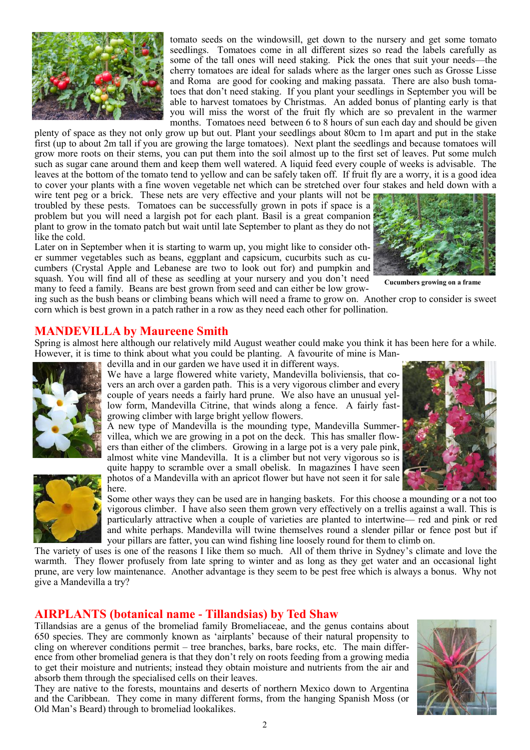tomato seeds on the windowsill, get down to the nursery and get some tomato seedlings. Tomatoes come in all different sizes so read the labels carefully as some of the tall ones will need staking. Pick the ones that suit your needs—the cherry tomatoes are ideal for salads where as the larger ones such as Grosse Lisse and Roma are good for cooking and making passata. There are also bush tomatoes that don't need staking. If you plant your seedlings in September you will be able to harvest tomatoes by Christmas. An added bonus of planting early is that you will miss the worst of the fruit fly which are so prevalent in the warmer months. Tomatoes need between 6 to 8 hours of sun each day and should be given plenty of space as they not only grow up but out. Plant your seedlings about 80cm to 1m apart and put in the stake first (up to about 2m tall if you are growing the large tomatoes). Next plant the seedlings and because tomatoes will grow more roots on their stems, you can put them into the soil almost up to the first set of leaves. Put some mulch such as sugar cane around them and keep them well watered. A liquid feed every couple of weeks is advisable. The leaves at the bottom of the tomato tend to yellow and can be safely taken off. If fruit fly are a worry, it is a good idea to cover your plants with a fine woven vegetable net which can be stretched over four stakes and held down with a wire tent peg or a brick. These nets are very effective and your plants will not be troubled by these pests. Tomatoes can be successfully grown in pots if space is a problem but you will need a largish pot for each plant. Basil is a great companion plant to grow in the tomato patch but wait until late September to plant as they do not like the cold.

Later on in September when it is starting to warm up, you might like to consider other summer vegetables such as beans, eggplant and capsicum, cucurbits such as cucumbers (Crystal Apple and Lebanese are two to look out for) and pumpkin and squash. You will find all of these as seedling at your nursery and you don't need many to feed a family. Beans are best grown from seed and can either be low growing such as the bush beans or climbing beans which will need a frame to grow on. Another crop to consider is sweet corn which is best grown in a patch rather in a row as they need each other for pollination.

**Cucumbers growing on a frame**

## MANDEVILLA by Maureene Smith

Spring is almost here although our relatively mild August weather could make you think it has been here for a while. However, it is time to think about what you could be planting. A favourite of mine is Mandevilla and in our garden we have used it in different ways.

We have a large flowered white variety, Mandevilla boliviensis, that covers an arch over a garden path. This is a very vigorous climber and every couple of years needs a fairly hard prune. We also have an unusual yellow form, Mandevilla Citrine, that winds along a fence. A fairly fast-growing climber with large bright yellow flowers.

A new type of Mandevilla is the mounding type, Mandevilla Summervillea, which we are growing in a pot on the deck. This has smaller flowers than either of the climbers. Growing in a large pot is a very pale pink, almost white vine Mandevilla. It is a climber but not very vigorous so is quite happy to scramble over a small obelisk. In magazines I have seen photos of a Mandevilla with an apricot flower but have not seen it for sale here.

Some other ways they can be used are in hanging baskets. For this choose a mounding or a not too vigorous climber. I have also seen them grown very effectively on a trellis against a wall. This is particularly attractive when a couple of varieties are planted to intertwine— red and pink or red and white perhaps. Mandevilla will twine themselves round a slender pillar or fence post but if your pillars are fatter, you can wind fishing line loosely round for them to climb on.

The variety of uses is one of the reasons I like them so much. All of them thrive in Sydney's climate and love the warmth. They flower profusely from late spring to winter and as long as they get water and an occasional light prune, are very low maintenance. Another advantage is they seem to be pest free which is always a bonus. Why not give a Mandevilla a try?

## AIRPLANTS (botanical name - Tillandsias) by Ted Shaw

Tillandsias are a genus of the bromeliad family Bromeliaceae, and the genus contains about 650 species. They are commonly known as 'airplants' because of their natural propensity to cling on wherever conditions permit – tree branches, barks, bare rocks, etc. The main difference from other bromeliad genera is that they don't rely on roots feeding from a growing media to get their moisture and nutrients; instead they obtain moisture and nutrients from the air and absorb them through the specialised cells on their leaves.

They are native to the forests, mountains and deserts of northern Mexico down to Argentina and the Caribbean. They come in many different forms, from the hanging Spanish Moss (or Old Man's Beard) through to bromeliad lookalikes.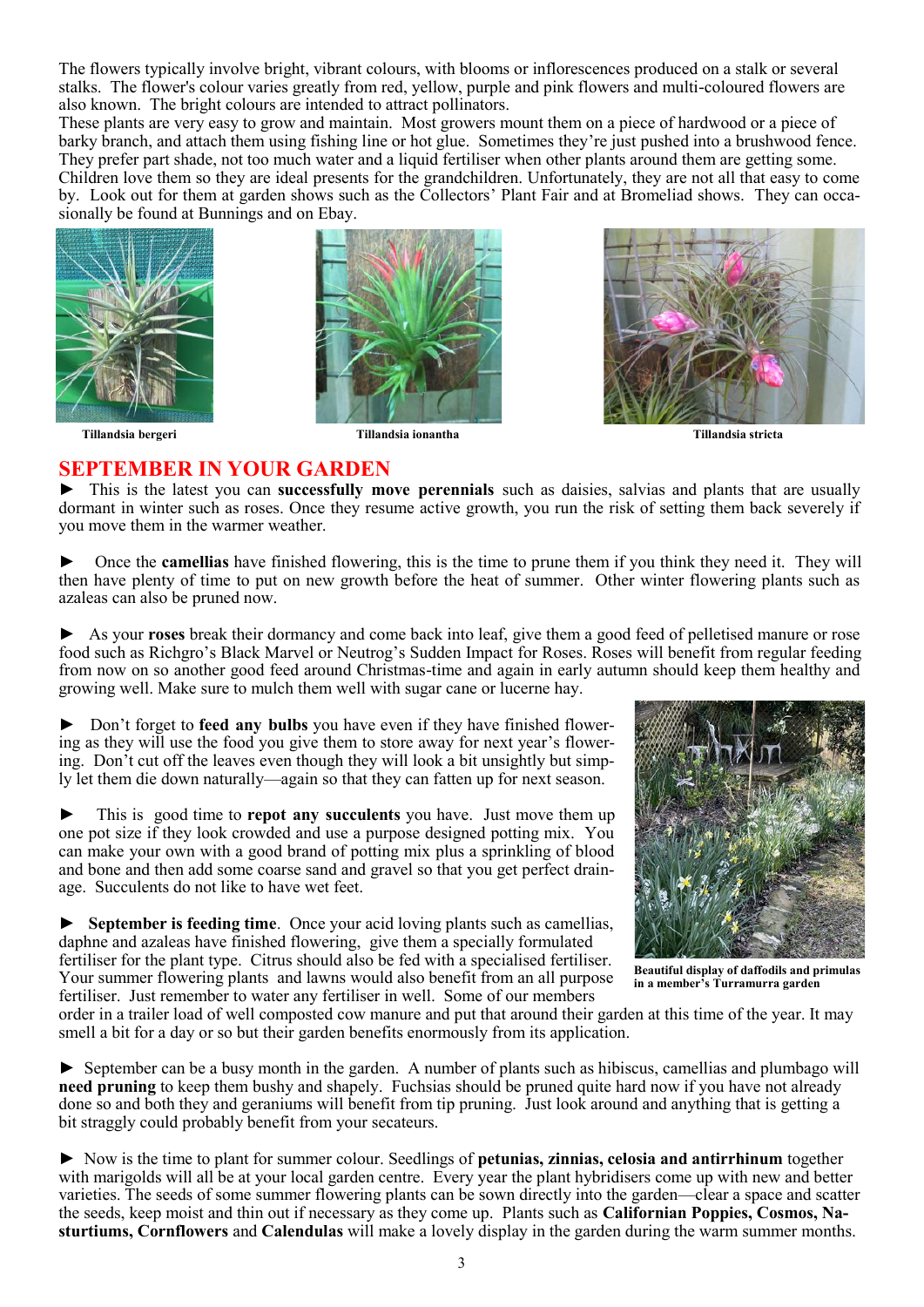The flowers typically involve bright, vibrant colours, with blooms or inflorescences produced on a stalk or several stalks. The flower's colour varies greatly from red, yellow, purple and pink flowers and multi-coloured flowers are also known. The bright colours are intended to attract pollinators.

These plants are very easy to grow and maintain. Most growers mount them on a piece of hardwood or a piece of barky branch, and attach them using fishing line or hot glue. Sometimes they're just pushed into a brushwood fence. They prefer part shade, not too much water and a liquid fertiliser when other plants around them are getting some. Children love them so they are ideal presents for the grandchildren. Unfortunately, they are not all that easy to come by. Look out for them at garden shows such as the Collectors' Plant Fair and at Bromeliad shows. They can occasionally be found at Bunnings and on Ebay.

**Tillandsia bergeri** | **Tillandsia ionantha** | **Tillandsia stricta**

# SEPTEMBER IN YOUR GARDEN

► This is the latest you can **successfully move perennials** such as daisies, salvias and plants that are usually dormant in winter such as roses. Once they resume active growth, you run the risk of setting them back severely if you move them in the warmer weather.

► Once the **camellias** have finished flowering, this is the time to prune them if you think they need it. They will then have plenty of time to put on new growth before the heat of summer. Other winter flowering plants such as azaleas can also be pruned now.

► As your **roses** break their dormancy and come back into leaf, give them a good feed of pelletised manure or rose food such as Richgro's Black Marvel or Neutrog's Sudden Impact for Roses. Roses will benefit from regular feeding from now on so another good feed around Christmas-time and again in early autumn should keep them healthy and growing well. Make sure to mulch them well with sugar cane or lucerne hay.

► Don't forget to **feed any bulbs** you have even if they have finished flowering as they will use the food you give them to store away for next year's flowering. Don't cut off the leaves even though they will look a bit unsightly but simply let them die down naturally—again so that they can fatten up for next season.

► This is good time to **repot any succulents** you have. Just move them up one pot size if they look crowded and use a purpose designed potting mix. You can make your own with a good brand of potting mix plus a sprinkling of blood and bone and then add some coarse sand and gravel so that you get perfect drainage. Succulents do not like to have wet feet.

► **September is feeding time**. Once your acid loving plants such as camellias, daphne and azaleas have finished flowering, give them a specially formulated fertiliser for the plant type. Citrus should also be fed with a specialised fertiliser. Your summer flowering plants and lawns would also benefit from an all purpose fertiliser. Just remember to water any fertiliser in well. Some of our members order in a trailer load of well composted cow manure and put that around their garden at this time of the year. It may smell a bit for a day or so but their garden benefits enormously from its application.

**Beautiful display of daffodils and primulas in a member's Turramurra garden**

► September can be a busy month in the garden. A number of plants such as hibiscus, camellias and plumbago will **need pruning** to keep them bushy and shapely. Fuchsias should be pruned quite hard now if you have not already done so and both they and geraniums will benefit from tip pruning. Just look around and anything that is getting a bit straggly could probably benefit from your secateurs.

► Now is the time to plant for summer colour. Seedlings of **petunias, zinnias, celosia and antirrhinum** together with marigolds will all be at your local garden centre. Every year the plant hybridisers come up with new and better varieties. The seeds of some summer flowering plants can be sown directly into the garden—clear a space and scatter the seeds, keep moist and thin out if necessary as they come up. Plants such as **Californian Poppies, Cosmos, Nasturtiums, Cornflowers** and **Calendulas** will make a lovely display in the garden during the warm summer months.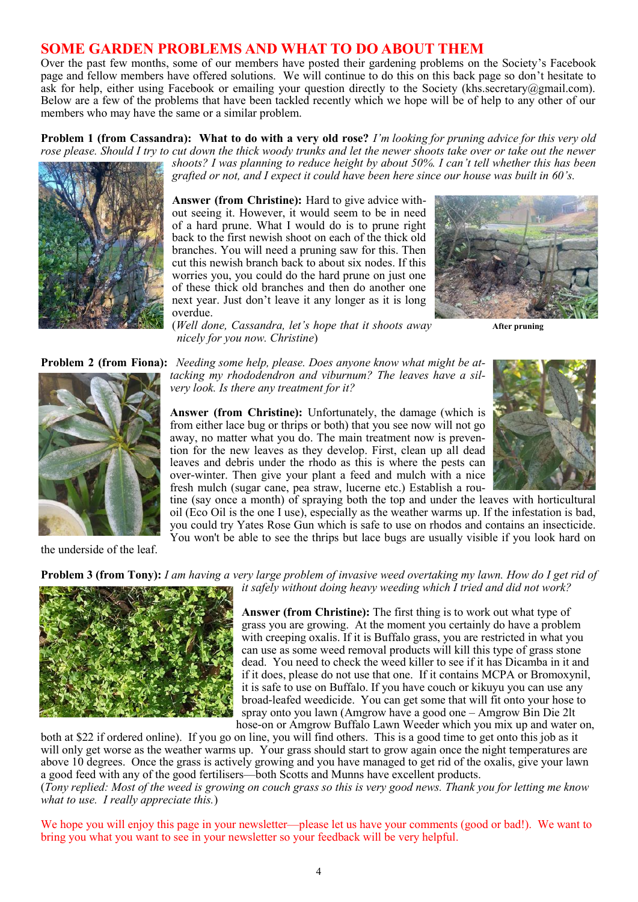# SOME GARDEN PROBLEMS AND WHAT TO DO ABOUT THEM

Over the past few months, some of our members have posted their gardening problems on the Society's Facebook page and fellow members have offered solutions. We will continue to do this on this back page so don't hesitate to ask for help, either using Facebook or emailing your question directly to the Society (khs.secretary@gmail.com). Below are a few of the problems that have been tackled recently which we hope will be of help to any other of our members who may have the same or a similar problem.

**Problem 1 (from Cassandra): What to do with a very old rose?** *I'm looking for pruning advice for this very old rose please. Should I try to cut down the thick woody trunks and let the newer shoots take over or take out the newer shoots? I was planning to reduce height by about 50%. I can't tell whether this has been grafted or not, and I expect it could have been here since our house was built in 60's.*

**Answer (from Christine):** Hard to give advice without seeing it. However, it would seem to be in need of a hard prune. What I would do is to prune right back to the first newish shoot on each of the thick old branches. You will need a pruning saw for this. Then cut this newish branch back to about six nodes. If this worries you, you could do the hard prune on just one of these thick old branches and then do another one next year. Just don't leave it any longer as it is long overdue.

(*Well done, Cassandra, let's hope that it shoots away nicely for you now. Christine*)

**After pruning**

**Problem 2 (from Fiona):** *Needing some help, please. Does anyone know what might be attacking my rhododendron and viburnum? The leaves have a silvery look. Is there any treatment for it?*

**Answer (from Christine):** Unfortunately, the damage (which is from either lace bug or thrips or both) that you see now will not go away, no matter what you do. The main treatment now is prevention for the new leaves as they develop. First, clean up all dead leaves and debris under the rhodo as this is where the pests can over-winter. Then give your plant a feed and mulch with a nice fresh mulch (sugar cane, pea straw, lucerne etc.) Establish a routine (say once a month) of spraying both the top and under the leaves with horticultural oil (Eco Oil is the one I use), especially as the weather warms up. If the infestation is bad, you could try Yates Rose Gun which is safe to use on rhodos and contains an insecticide. You won't be able to see the thrips but lace bugs are usually visible if you look hard on the underside of the leaf.

**Problem 3 (from Tony):** *I am having a very large problem of invasive weed overtaking my lawn. How do I get rid of it safely without doing heavy weeding which I tried and did not work?*

**Answer (from Christine):** The first thing is to work out what type of grass you are growing. At the moment you certainly do have a problem with creeping oxalis. If it is Buffalo grass, you are restricted in what you can use as some weed removal products will kill this type of grass stone dead. You need to check the weed killer to see if it has Dicamba in it and if it does, please do not use that one. If it contains MCPA or Bromoxynil, it is safe to use on Buffalo. If you have couch or kikuyu you can use any broad-leafed weedicide. You can get some that will fit onto your hose to spray onto you lawn (Amgrow have a good one – Amgrow Bin Die 2lt hose-on or Amgrow Buffalo Lawn Weeder which you mix up and water on, both at $22 if ordered online). If you go on line, you will find others. This is a good time to get onto this job as it will only get worse as the weather warms up. Your grass should start to grow again once the night temperatures are above 10 degrees. Once the grass is actively growing and you have managed to get rid of the oxalis, give your lawn a good feed with any of the good fertilisers—both Scotts and Munns have excellent products.

(*Tony replied: Most of the weed is growing on couch grass so this is very good news. Thank you for letting me know what to use. I really appreciate this.*)

We hope you will enjoy this page in your newsletter—please let us have your comments (good or bad!). We want to bring you what you want to see in your newsletter so your feedback will be very helpful.